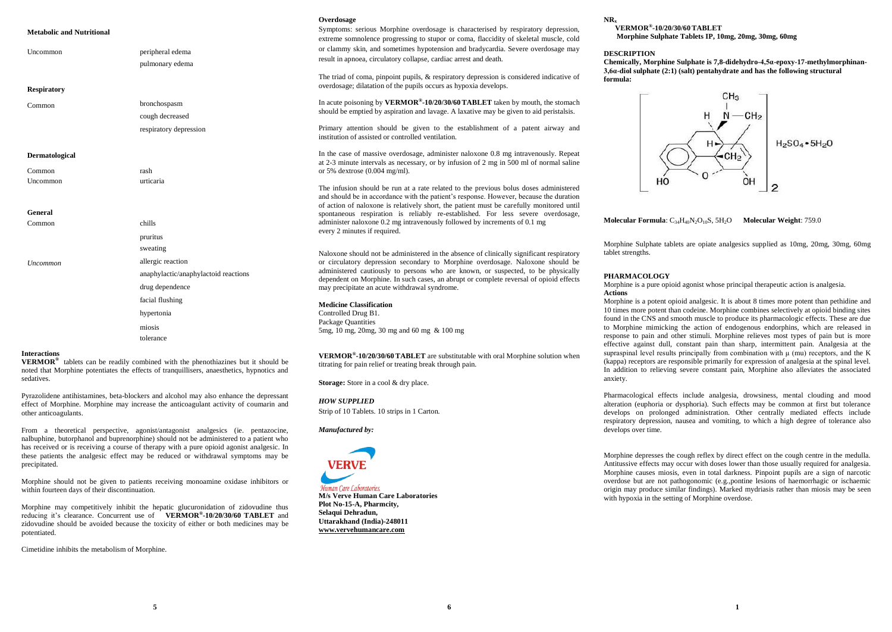**Metabolic and Nutritional**

| | |
|---|---|
| Uncommon | peripheral edema |
| | pulmonary edema |

**Respiratory**

| | |
|---|---|
| Common | bronchospasm |
| | cough decreased |
| | respiratory depression |

**Dermatological**

| | |
|---|---|
| Common | rash |
| Uncommon | urticaria |

**General**

| | |
|---|---|
| Common | chills |
| | pruritus |
| | sweating |
| *Uncommon* | allergic reaction |
| | anaphylactic/anaphylactoid reactions |
| | drug dependence |
| | facial flushing |
| | hypertonia |
| | miosis |
| | tolerance |

**Interactions**

**VERMOR®** tablets can be readily combined with the phenothiazines but it should be noted that Morphine potentiates the effects of tranquillisers, anaesthetics, hypnotics and sedatives.

Pyrazolidene antihistamines, beta-blockers and alcohol may also enhance the depressant effect of Morphine. Morphine may increase the anticoagulant activity of coumarin and other anticoagulants.

From a theoretical perspective, agonist/antagonist analgesics (ie. pentazocine, nalbuphine, butorphanol and buprenorphine) should not be administered to a patient who has received or is receiving a course of therapy with a pure opioid agonist analgesic. In these patients the analgesic effect may be reduced or withdrawal symptoms may be precipitated.

Morphine should not be given to patients receiving monoamine oxidase inhibitors or within fourteen days of their discontinuation.

Morphine may competitively inhibit the hepatic glucuronidation of zidovudine thus reducing it's clearance. Concurrent use of **VERMOR®-10/20/30/60 TABLET** and zidovudine should be avoided because the toxicity of either or both medicines may be potentiated.

Cimetidine inhibits the metabolism of Morphine.

**Overdosage**

Symptoms: serious Morphine overdosage is characterised by respiratory depression, extreme somnolence progressing to stupor or coma, flaccidity of skeletal muscle, cold or clammy skin, and sometimes hypotension and bradycardia. Severe overdosage may result in apnoea, circulatory collapse, cardiac arrest and death.

The triad of coma, pinpoint pupils, & respiratory depression is considered indicative of overdosage; dilatation of the pupils occurs as hypoxia develops.

In acute poisoning by **VERMOR®-10/20/30/60 TABLET** taken by mouth, the stomach should be emptied by aspiration and lavage. A laxative may be given to aid peristalsis.

Primary attention should be given to the establishment of a patent airway and institution of assisted or controlled ventilation.

In the case of massive overdosage, administer naloxone 0.8 mg intravenously. Repeat at 2-3 minute intervals as necessary, or by infusion of 2 mg in 500 ml of normal saline or 5% dextrose (0.004 mg/ml).

The infusion should be run at a rate related to the previous bolus doses administered and should be in accordance with the patient's response. However, because the duration of action of naloxone is relatively short, the patient must be carefully monitored until spontaneous respiration is reliably re-established. For less severe overdosage, administer naloxone 0.2 mg intravenously followed by increments of 0.1 mg every 2 minutes if required.

Naloxone should not be administered in the absence of clinically significant respiratory or circulatory depression secondary to Morphine overdosage. Naloxone should be administered cautiously to persons who are known, or suspected, to be physically dependent on Morphine. In such cases, an abrupt or complete reversal of opioid effects may precipitate an acute withdrawal syndrome.

**Medicine Classification**

Controlled Drug B1.

Package Quantities

5mg, 10 mg, 20mg, 30 mg and 60 mg & 100 mg

**VERMOR®-10/20/30/60 TABLET** are substitutable with oral Morphine solution when titrating for pain relief or treating break through pain.

**Storage:** Store in a cool & dry place.

***HOW SUPPLIED***

Strip of 10 Tablets. 10 strips in 1 Carton.

***Manufactured by:***

VERVE

*Human Care Laboratories*

**M/s Verve Human Care Laboratories**
**Plot No-15-A, Pharmcity,**
**Selaqui Dehradun,**
**Uttarakhand (India)-248011**
**www.vervehumancare.com**

**NRx**

**VERMOR®-10/20/30/60 TABLET**
**Morphine Sulphate Tablets IP, 10mg, 20mg, 30mg, 60mg**

**DESCRIPTION**

**Chemically, Morphine Sulphate is 7,8-didehydro-4,5α-epoxy-17-methylmorphinan-3,6α-diol sulphate (2:1) (salt) pentahydrate and has the following structural formula:**

$H_2SO_4 \cdot 5H_2O$

**Molecular Formula**: $C_{34}H_{40}N_2O_{10}S, 5H_2O$ **Molecular Weight**: 759.0

Morphine Sulphate tablets are opiate analgesics supplied as 10mg, 20mg, 30mg, 60mg tablet strengths.

**PHARMACOLOGY**

Morphine is a pure opioid agonist whose principal therapeutic action is analgesia.

**Actions**

Morphine is a potent opioid analgesic. It is about 8 times more potent than pethidine and 10 times more potent than codeine. Morphine combines selectively at opioid binding sites found in the CNS and smooth muscle to produce its pharmacologic effects. These are due to Morphine mimicking the action of endogenous endorphins, which are released in response to pain and other stimuli. Morphine relieves most types of pain but is more effective against dull, constant pain than sharp, intermittent pain. Analgesia at the supraspinal level results principally from combination with μ (mu) receptors, and the K (kappa) receptors are responsible primarily for expression of analgesia at the spinal level. In addition to relieving severe constant pain, Morphine also alleviates the associated anxiety.

Pharmacological effects include analgesia, drowsiness, mental clouding and mood alteration (euphoria or dysphoria). Such effects may be common at first but tolerance develops on prolonged administration. Other centrally mediated effects include respiratory depression, nausea and vomiting, to which a high degree of tolerance also develops over time.

Morphine depresses the cough reflex by direct effect on the cough centre in the medulla. Antitussive effects may occur with doses lower than those usually required for analgesia. Morphine causes miosis, even in total darkness. Pinpoint pupils are a sign of narcotic overdose but are not pathogonomic (e.g.,pontine lesions of haemorrhagic or ischaemic origin may produce similar findings). Marked mydriasis rather than miosis may be seen with hypoxia in the setting of Morphine overdose.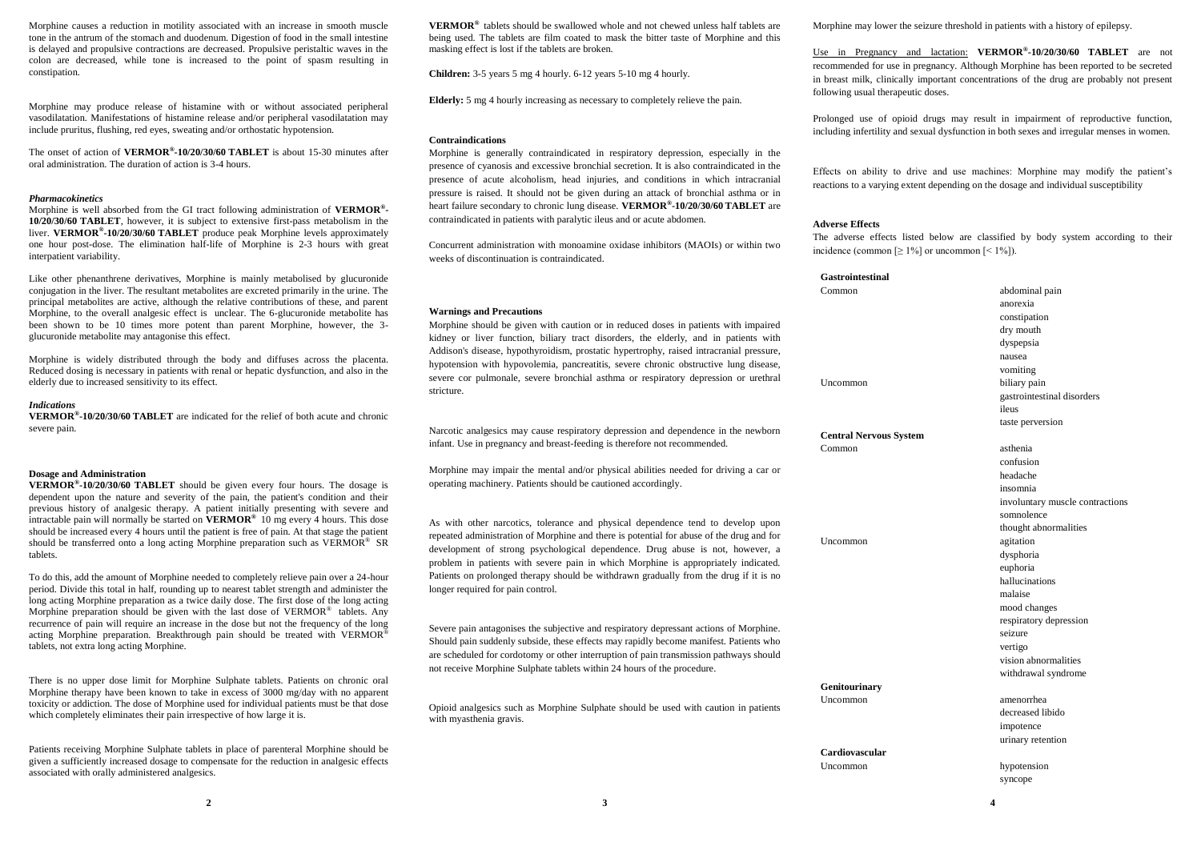Morphine causes a reduction in motility associated with an increase in smooth muscle tone in the antrum of the stomach and duodenum. Digestion of food in the small intestine is delayed and propulsive contractions are decreased. Propulsive peristaltic waves in the colon are decreased, while tone is increased to the point of spasm resulting in constipation.

Morphine may produce release of histamine with or without associated peripheral vasodilatation. Manifestations of histamine release and/or peripheral vasodilatation may include pruritus, flushing, red eyes, sweating and/or orthostatic hypotension.

The onset of action of **VERMOR®-10/20/30/60 TABLET** is about 15-30 minutes after oral administration. The duration of action is 3-4 hours.

***Pharmacokinetics***

Morphine is well absorbed from the GI tract following administration of **VERMOR®-10/20/30/60 TABLET**, however, it is subject to extensive first-pass metabolism in the liver. **VERMOR®-10/20/30/60 TABLET** produce peak Morphine levels approximately one hour post-dose. The elimination half-life of Morphine is 2-3 hours with great interpatient variability.

Like other phenanthrene derivatives, Morphine is mainly metabolised by glucuronide conjugation in the liver. The resultant metabolites are excreted primarily in the urine. The principal metabolites are active, although the relative contributions of these, and parent Morphine, to the overall analgesic effect is unclear. The 6-glucuronide metabolite has been shown to be 10 times more potent than parent Morphine, however, the 3-glucuronide metabolite may antagonise this effect.

Morphine is widely distributed through the body and diffuses across the placenta. Reduced dosing is necessary in patients with renal or hepatic dysfunction, and also in the elderly due to increased sensitivity to its effect.

***Indications***

**VERMOR®-10/20/30/60 TABLET** are indicated for the relief of both acute and chronic severe pain.

**Dosage and Administration**

**VERMOR®-10/20/30/60 TABLET** should be given every four hours. The dosage is dependent upon the nature and severity of the pain, the patient's condition and their previous history of analgesic therapy. A patient initially presenting with severe and intractable pain will normally be started on **VERMOR®** 10 mg every 4 hours. This dose should be increased every 4 hours until the patient is free of pain. At that stage the patient should be transferred onto a long acting Morphine preparation such as VERMOR® SR tablets.

To do this, add the amount of Morphine needed to completely relieve pain over a 24-hour period. Divide this total in half, rounding up to nearest tablet strength and administer the long acting Morphine preparation as a twice daily dose. The first dose of the long acting Morphine preparation should be given with the last dose of VERMOR® tablets. Any recurrence of pain will require an increase in the dose but not the frequency of the long acting Morphine preparation. Breakthrough pain should be treated with VERMOR® tablets, not extra long acting Morphine.

There is no upper dose limit for Morphine Sulphate tablets. Patients on chronic oral Morphine therapy have been known to take in excess of 3000 mg/day with no apparent toxicity or addiction. The dose of Morphine used for individual patients must be that dose which completely eliminates their pain irrespective of how large it is.

Patients receiving Morphine Sulphate tablets in place of parenteral Morphine should be given a sufficiently increased dosage to compensate for the reduction in analgesic effects associated with orally administered analgesics.

**VERMOR®** tablets should be swallowed whole and not chewed unless half tablets are being used. The tablets are film coated to mask the bitter taste of Morphine and this masking effect is lost if the tablets are broken.

**Children:** 3-5 years 5 mg 4 hourly. 6-12 years 5-10 mg 4 hourly.

**Elderly:** 5 mg 4 hourly increasing as necessary to completely relieve the pain.

**Contraindications**

Morphine is generally contraindicated in respiratory depression, especially in the presence of cyanosis and excessive bronchial secretion. It is also contraindicated in the presence of acute alcoholism, head injuries, and conditions in which intracranial pressure is raised. It should not be given during an attack of bronchial asthma or in heart failure secondary to chronic lung disease. **VERMOR®-10/20/30/60 TABLET** are contraindicated in patients with paralytic ileus and or acute abdomen.

Concurrent administration with monoamine oxidase inhibitors (MAOIs) or within two weeks of discontinuation is contraindicated.

**Warnings and Precautions**

Morphine should be given with caution or in reduced doses in patients with impaired kidney or liver function, biliary tract disorders, the elderly, and in patients with Addison's disease, hypothyroidism, prostatic hypertrophy, raised intracranial pressure, hypotension with hypovolemia, pancreatitis, severe chronic obstructive lung disease, severe cor pulmonale, severe bronchial asthma or respiratory depression or urethral stricture.

Narcotic analgesics may cause respiratory depression and dependence in the newborn infant. Use in pregnancy and breast-feeding is therefore not recommended.

Morphine may impair the mental and/or physical abilities needed for driving a car or operating machinery. Patients should be cautioned accordingly.

As with other narcotics, tolerance and physical dependence tend to develop upon repeated administration of Morphine and there is potential for abuse of the drug and for development of strong psychological dependence. Drug abuse is not, however, a problem in patients with severe pain in which Morphine is appropriately indicated. Patients on prolonged therapy should be withdrawn gradually from the drug if it is no longer required for pain control.

Severe pain antagonises the subjective and respiratory depressant actions of Morphine. Should pain suddenly subside, these effects may rapidly become manifest. Patients who are scheduled for cordotomy or other interruption of pain transmission pathways should not receive Morphine Sulphate tablets within 24 hours of the procedure.

Opioid analgesics such as Morphine Sulphate should be used with caution in patients with myasthenia gravis.

Morphine may lower the seizure threshold in patients with a history of epilepsy.

Use in Pregnancy and lactation: **VERMOR®-10/20/30/60 TABLET** are not recommended for use in pregnancy. Although Morphine has been reported to be secreted in breast milk, clinically important concentrations of the drug are probably not present following usual therapeutic doses.

Prolonged use of opioid drugs may result in impairment of reproductive function, including infertility and sexual dysfunction in both sexes and irregular menses in women.

Effects on ability to drive and use machines: Morphine may modify the patient's reactions to a varying extent depending on the dosage and individual susceptibility

**Adverse Effects**

The adverse effects listed below are classified by body system according to their incidence (common [≥ 1%] or uncommon [< 1%]).

| | |
|---|---|
| **Gastrointestinal** | |
| Common | abdominal pain |
| | anorexia |
| | constipation |
| | dry mouth |
| | dyspepsia |
| | nausea |
| | vomiting |
| Uncommon | biliary pain |
| | gastrointestinal disorders |
| | ileus |
| | taste perversion |
| **Central Nervous System** | |
| Common | asthenia |
| | confusion |
| | headache |
| | insomnia |
| | involuntary muscle contractions |
| | somnolence |
| | thought abnormalities |
| Uncommon | agitation |
| | dysphoria |
| | euphoria |
| | hallucinations |
| | malaise |
| | mood changes |
| | respiratory depression |
| | seizure |
| | vertigo |
| | vision abnormalities |
| | withdrawal syndrome |
| **Genitourinary** | |
| Uncommon | amenorrhea |
| | decreased libido |
| | impotence |
| | urinary retention |
| **Cardiovascular** | |
| Uncommon | hypotension |
| | syncope |